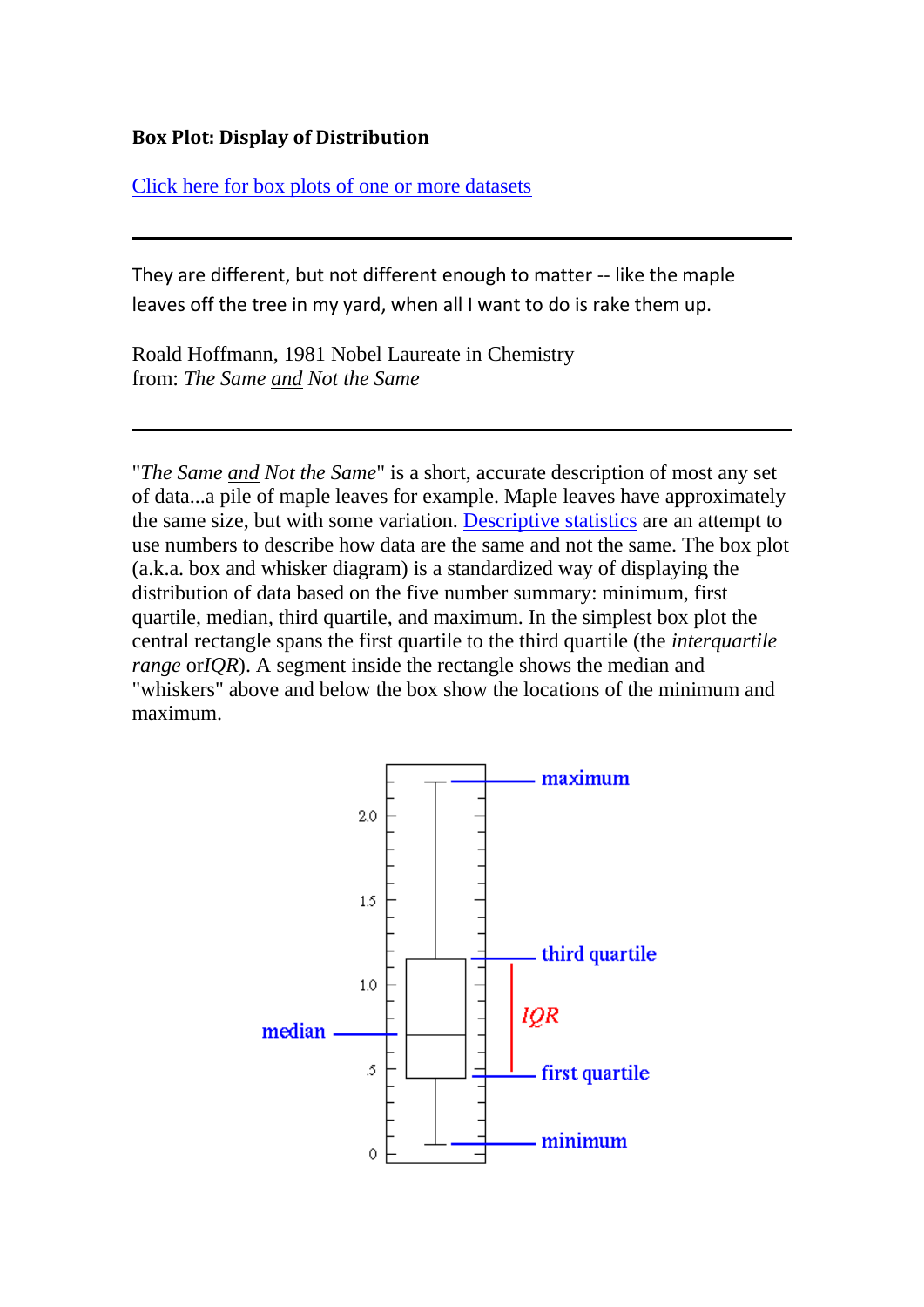**Box Plot: Display of Distribution**

[Click here for box plots of one or more datasets]

---

They are different, but not different enough to matter -- like the maple leaves off the tree in my yard, when all I want to do is rake them up.

Roald Hoffmann, 1981 Nobel Laureate in Chemistry
from: *The Same and Not the Same*

---

"*The Same and Not the Same*" is a short, accurate description of most any set of data...a pile of maple leaves for example. Maple leaves have approximately the same size, but with some variation. [Descriptive statistics] are an attempt to use numbers to describe how data are the same and not the same. The box plot (a.k.a. box and whisker diagram) is a standardized way of displaying the distribution of data based on the five number summary: minimum, first quartile, median, third quartile, and maximum. In the simplest box plot the central rectangle spans the first quartile to the third quartile (the *interquartile range* or*IQR*). A segment inside the rectangle shows the median and "whiskers" above and below the box show the locations of the minimum and maximum.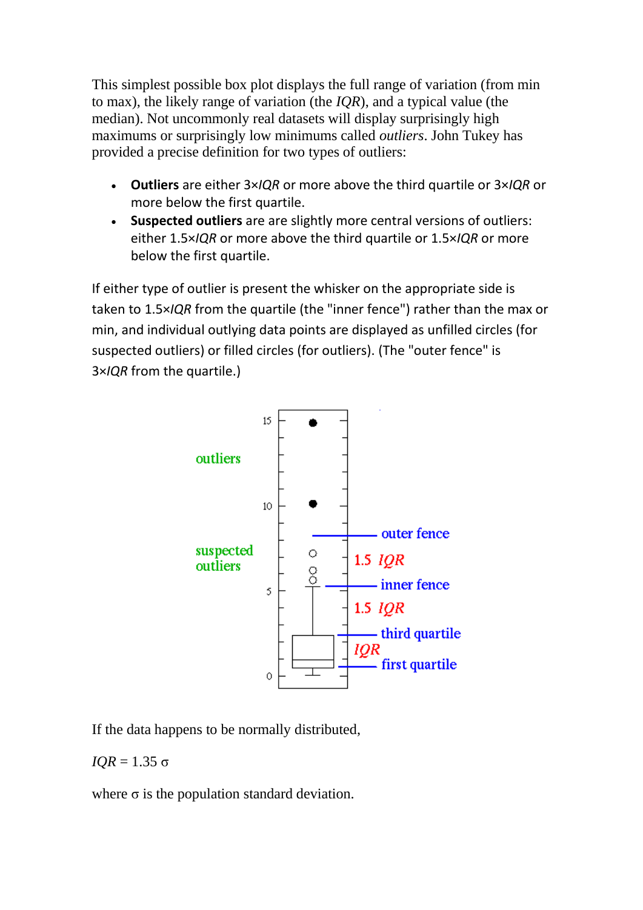This simplest possible box plot displays the full range of variation (from min to max), the likely range of variation (the *IQR*), and a typical value (the median). Not uncommonly real datasets will display surprisingly high maximums or surprisingly low minimums called *outliers*. John Tukey has provided a precise definition for two types of outliers:

- **Outliers** are either 3×*IQR* or more above the third quartile or 3×*IQR* or more below the first quartile.
- **Suspected outliers** are are slightly more central versions of outliers: either 1.5×*IQR* or more above the third quartile or 1.5×*IQR* or more below the first quartile.

If either type of outlier is present the whisker on the appropriate side is taken to 1.5×*IQR* from the quartile (the "inner fence") rather than the max or min, and individual outlying data points are displayed as unfilled circles (for suspected outliers) or filled circles (for outliers). (The "outer fence" is 3×*IQR* from the quartile.)

If the data happens to be normally distributed,

$IQR = 1.35\ \sigma$

where $\sigma$ is the population standard deviation.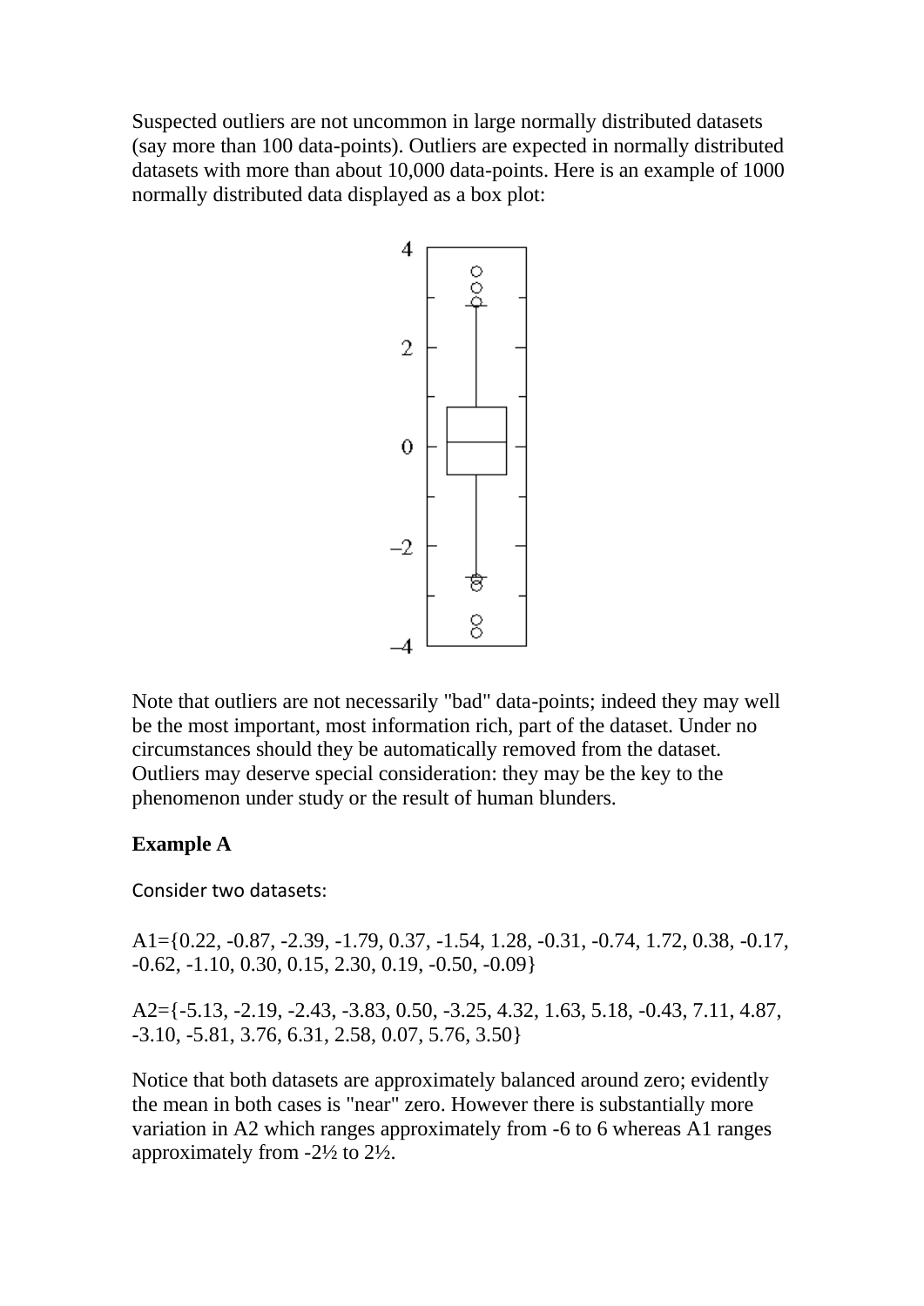Suspected outliers are not uncommon in large normally distributed datasets (say more than 100 data-points). Outliers are expected in normally distributed datasets with more than about 10,000 data-points. Here is an example of 1000 normally distributed data displayed as a box plot:

Note that outliers are not necessarily "bad" data-points; indeed they may well be the most important, most information rich, part of the dataset. Under no circumstances should they be automatically removed from the dataset. Outliers may deserve special consideration: they may be the key to the phenomenon under study or the result of human blunders.

### Example A

Consider two datasets:

A1={0.22, -0.87, -2.39, -1.79, 0.37, -1.54, 1.28, -0.31, -0.74, 1.72, 0.38, -0.17, -0.62, -1.10, 0.30, 0.15, 2.30, 0.19, -0.50, -0.09}

A2={-5.13, -2.19, -2.43, -3.83, 0.50, -3.25, 4.32, 1.63, 5.18, -0.43, 7.11, 4.87, -3.10, -5.81, 3.76, 6.31, 2.58, 0.07, 5.76, 3.50}

Notice that both datasets are approximately balanced around zero; evidently the mean in both cases is "near" zero. However there is substantially more variation in A2 which ranges approximately from -6 to 6 whereas A1 ranges approximately from -2½ to 2½.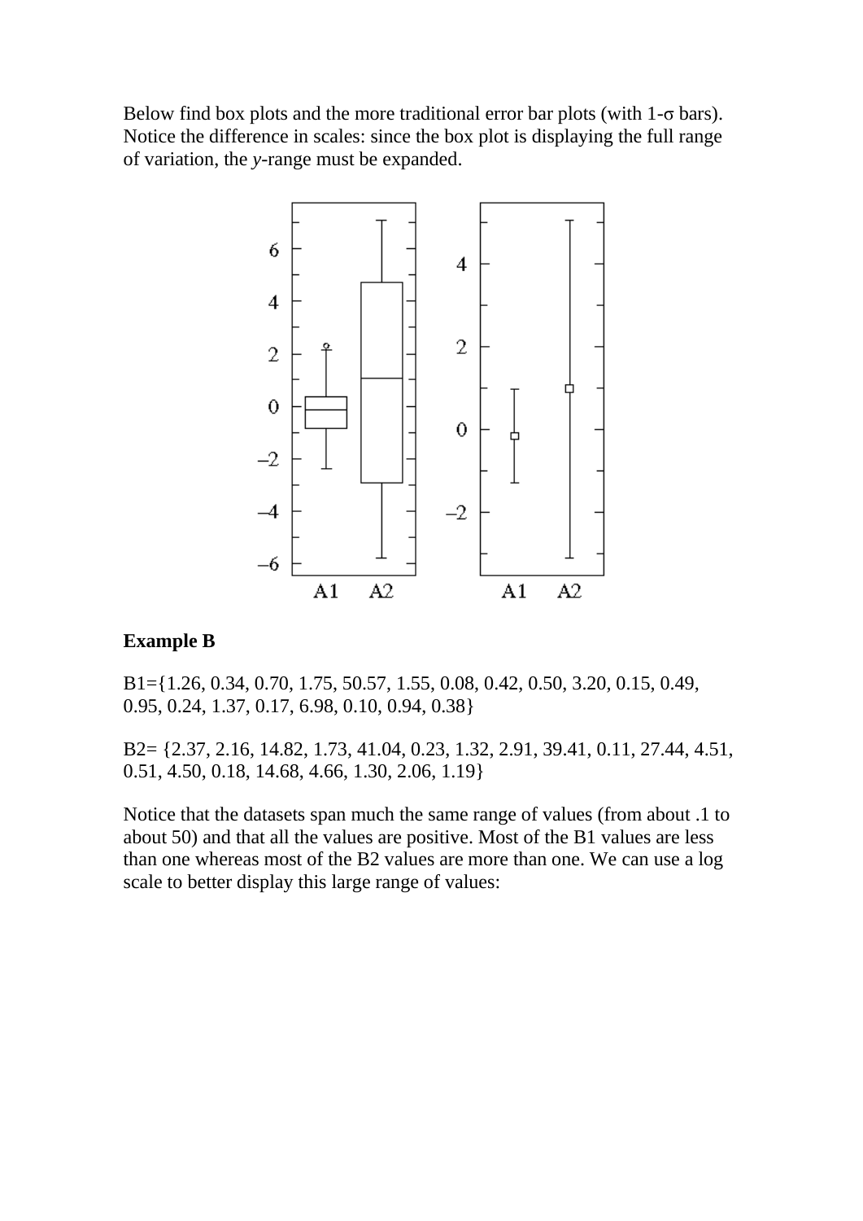Below find box plots and the more traditional error bar plots (with 1-σ bars). Notice the difference in scales: since the box plot is displaying the full range of variation, the *y*-range must be expanded.

**Example B**

B1={1.26, 0.34, 0.70, 1.75, 50.57, 1.55, 0.08, 0.42, 0.50, 3.20, 0.15, 0.49, 0.95, 0.24, 1.37, 0.17, 6.98, 0.10, 0.94, 0.38}

B2= {2.37, 2.16, 14.82, 1.73, 41.04, 0.23, 1.32, 2.91, 39.41, 0.11, 27.44, 4.51, 0.51, 4.50, 0.18, 14.68, 4.66, 1.30, 2.06, 1.19}

Notice that the datasets span much the same range of values (from about .1 to about 50) and that all the values are positive. Most of the B1 values are less than one whereas most of the B2 values are more than one. We can use a log scale to better display this large range of values: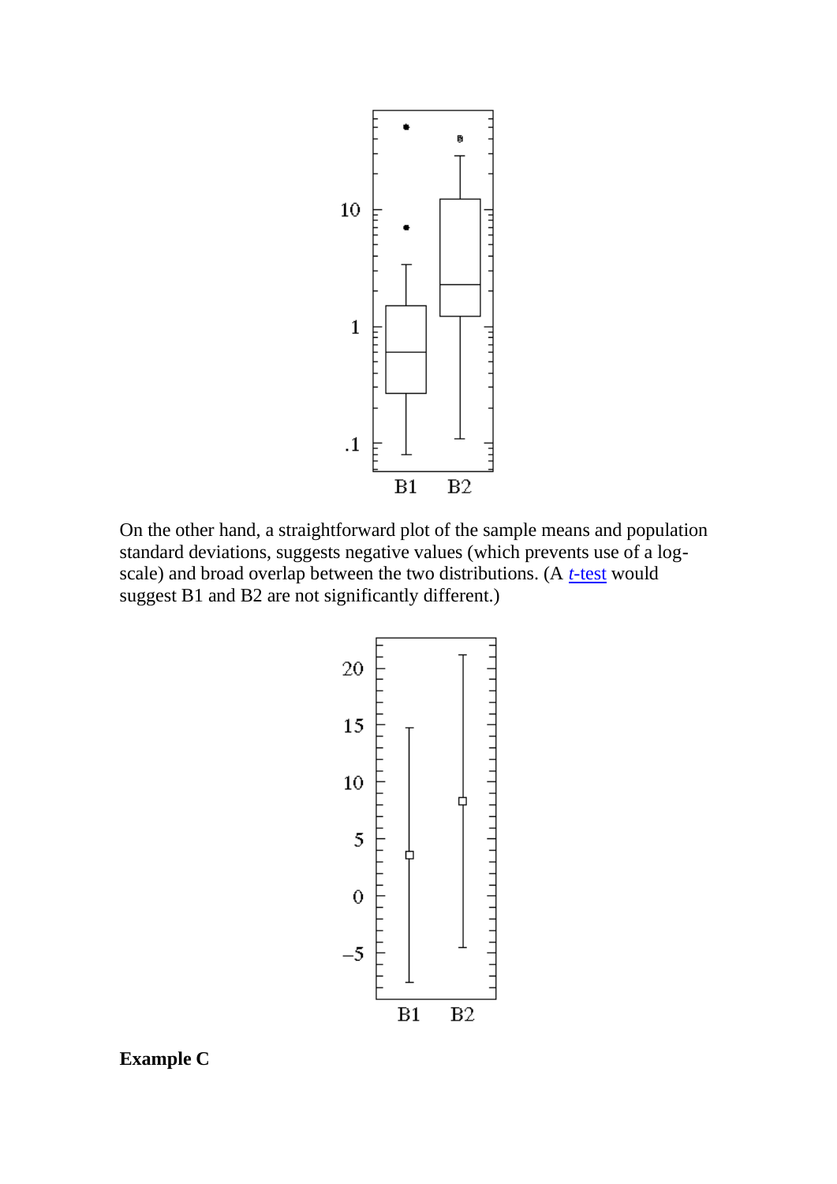On the other hand, a straightforward plot of the sample means and population standard deviations, suggests negative values (which prevents use of a log-scale) and broad overlap between the two distributions. (A *t*-test would suggest B1 and B2 are not significantly different.)

**Example C**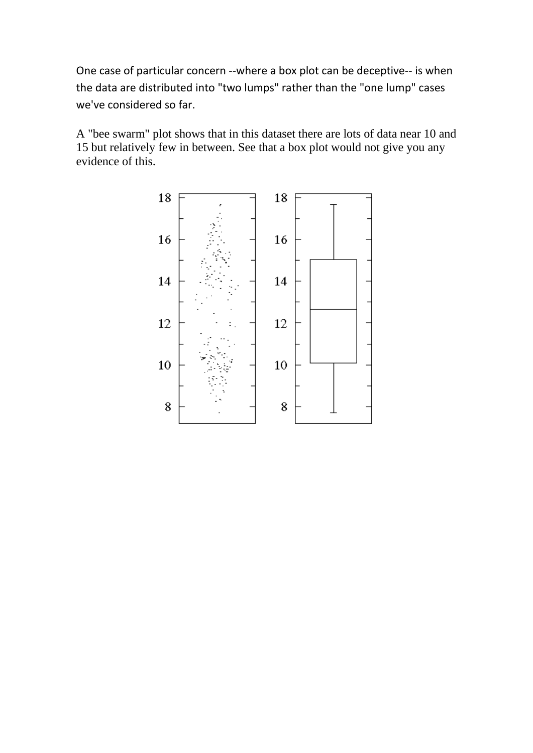One case of particular concern --where a box plot can be deceptive-- is when the data are distributed into "two lumps" rather than the "one lump" cases we've considered so far.

A "bee swarm" plot shows that in this dataset there are lots of data near 10 and 15 but relatively few in between. See that a box plot would not give you any evidence of this.

18
16
14
12
10
8

18
16
14
12
10
8